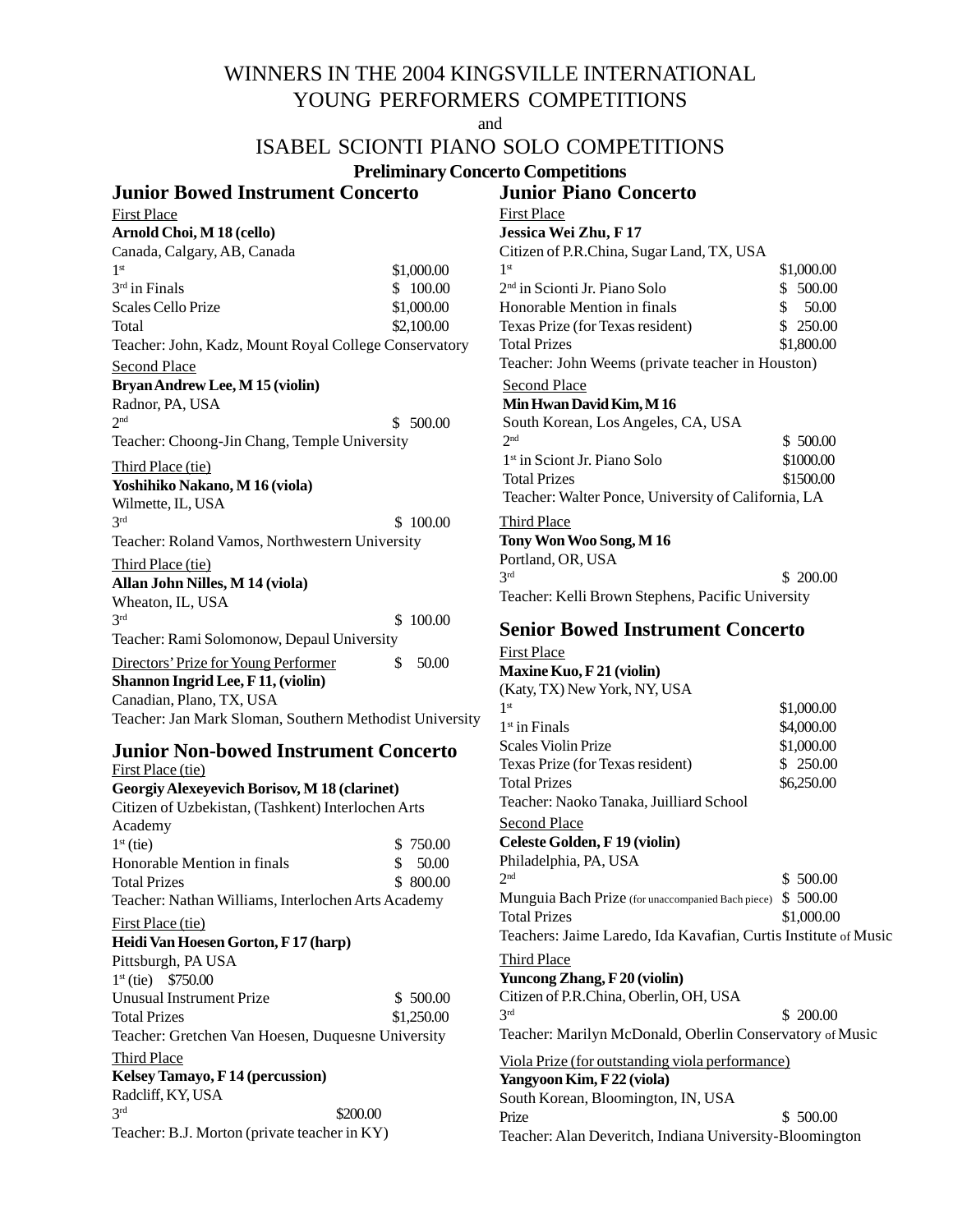# WINNERS IN THE 2004 KINGSVILLE INTERNATIONAL YOUNG PERFORMERS COMPETITIONS

and

# ISABEL SCIONTI PIANO SOLO COMPETITIONS

## Preliminary Concerto Competitions

### Junior Bowed Instrument Concerto

First Place

**Arnold Choi, M 18 (cello)**
Canada, Calgary, AB, Canada

| | |
|---|---|
| 1st | $1,000.00 |
| 3rd in Finals | $ 100.00 |
| Scales Cello Prize | $1,000.00 |
| Total | $2,100.00 |

Teacher: John, Kadz, Mount Royal College Conservatory

Second Place

**Bryan Andrew Lee, M 15 (violin)**
Radnor, PA, USA

2nd $ 500.00

Teacher: Choong-Jin Chang, Temple University

Third Place (tie)

**Yoshihiko Nakano, M 16 (viola)**
Wilmette, IL, USA

3rd $ 100.00

Teacher: Roland Vamos, Northwestern University

Third Place (tie)

**Allan John Nilles, M 14 (viola)**
Wheaton, IL, USA

3rd $ 100.00

Teacher: Rami Solomonow, Depaul University

Directors' Prize for Young Performer $ 50.00

**Shannon Ingrid Lee, F 11, (violin)**
Canadian, Plano, TX, USA
Teacher: Jan Mark Sloman, Southern Methodist University

### Junior Non-bowed Instrument Concerto

First Place (tie)

**Georgiy Alexeyevich Borisov, M 18 (clarinet)**
Citizen of Uzbekistan, (Tashkent) Interlochen Arts Academy

| | |
|---|---|
| 1st (tie) | $ 750.00 |
| Honorable Mention in finals | $ 50.00 |
| Total Prizes | $ 800.00 |

Teacher: Nathan Williams, Interlochen Arts Academy

First Place (tie)

**Heidi Van Hoesen Gorton, F 17 (harp)**
Pittsburgh, PA USA

| | |
|---|---|
| 1st (tie) | $750.00 |
| Unusual Instrument Prize | $ 500.00 |
| Total Prizes | $1,250.00 |

Teacher: Gretchen Van Hoesen, Duquesne University

Third Place

**Kelsey Tamayo, F 14 (percussion)**
Radcliff, KY, USA

3rd $200.00

Teacher: B.J. Morton (private teacher in KY)

### Junior Piano Concerto

First Place

**Jessica Wei Zhu, F 17**
Citizen of P.R.China, Sugar Land, TX, USA

| | |
|---|---|
| 1st | $1,000.00 |
| 2nd in Scionti Jr. Piano Solo | $ 500.00 |
| Honorable Mention in finals | $ 50.00 |
| Texas Prize (for Texas resident) | $ 250.00 |
| Total Prizes | $1,800.00 |

Teacher: John Weems (private teacher in Houston)

Second Place

**Min Hwan David Kim, M 16**
South Korean, Los Angeles, CA, USA

| | |
|---|---|
| 2nd | $ 500.00 |
| 1st in Sciont Jr. Piano Solo | $1000.00 |
| Total Prizes | $1500.00 |

Teacher: Walter Ponce, University of California, LA

Third Place

**Tony Won Woo Song, M 16**
Portland, OR, USA

3rd $ 200.00

Teacher: Kelli Brown Stephens, Pacific University

### Senior Bowed Instrument Concerto

First Place

**Maxine Kuo, F 21 (violin)**
(Katy, TX) New York, NY, USA

| | |
|---|---|
| 1st | $1,000.00 |
| 1st in Finals | $4,000.00 |
| Scales Violin Prize | $1,000.00 |
| Texas Prize (for Texas resident) | $ 250.00 |
| Total Prizes | $6,250.00 |

Teacher: Naoko Tanaka, Juilliard School

Second Place

**Celeste Golden, F 19 (violin)**
Philadelphia, PA, USA

| | |
|---|---|
| 2nd | $ 500.00 |
| Munguia Bach Prize (for unaccompanied Bach piece) | $ 500.00 |
| Total Prizes | $1,000.00 |

Teachers: Jaime Laredo, Ida Kavafian, Curtis Institute of Music

Third Place

**Yuncong Zhang, F 20 (violin)**
Citizen of P.R.China, Oberlin, OH, USA

3rd $ 200.00

Teacher: Marilyn McDonald, Oberlin Conservatory of Music

Viola Prize (for outstanding viola performance)

**Yangyoon Kim, F 22 (viola)**
South Korean, Bloomington, IN, USA

Prize $ 500.00

Teacher: Alan Deveritch, Indiana University-Bloomington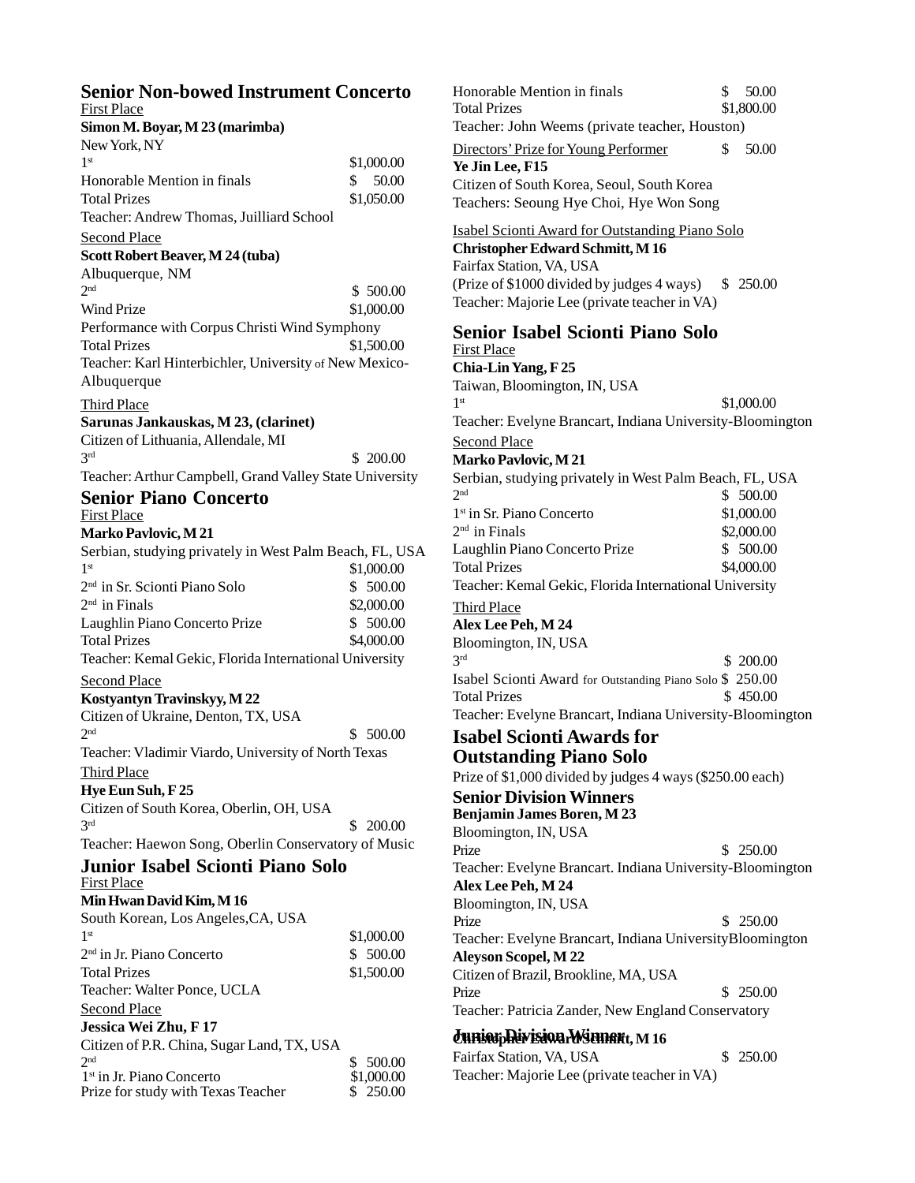## Senior Non-bowed Instrument Concerto

First Place

**Simon M. Boyar, M 23 (marimba)**

New York, NY

| | |
|---|---|
| 1st | $1,000.00 |
| Honorable Mention in finals | $ 50.00 |
| Total Prizes | $1,050.00 |

Teacher: Andrew Thomas, Juilliard School

Second Place

**Scott Robert Beaver, M 24 (tuba)**

Albuquerque, NM

| | |
|---|---|
| 2nd | $ 500.00 |
| Wind Prize | $1,000.00 |

Performance with Corpus Christi Wind Symphony

| | |
|---|---|
| Total Prizes | $1,500.00 |

Teacher: Karl Hinterbichler, University of New Mexico-Albuquerque

Third Place

**Sarunas Jankauskas, M 23, (clarinet)**

Citizen of Lithuania, Allendale, MI

| | |
|---|---|
| 3rd | $ 200.00 |

Teacher: Arthur Campbell, Grand Valley State University

## Senior Piano Concerto

First Place

**Marko Pavlovic, M 21**

Serbian, studying privately in West Palm Beach, FL, USA

| | |
|---|---|
| 1st | $1,000.00 |
| 2nd in Sr. Scionti Piano Solo | $ 500.00 |
| 2nd in Finals | $2,000.00 |
| Laughlin Piano Concerto Prize | $ 500.00 |
| Total Prizes | $4,000.00 |

Teacher: Kemal Gekic, Florida International University

Second Place

**Kostyantyn Travinskyy, M 22**

Citizen of Ukraine, Denton, TX, USA

| | |
|---|---|
| 2nd | $ 500.00 |

Teacher: Vladimir Viardo, University of North Texas

Third Place

**Hye Eun Suh, F 25**

Citizen of South Korea, Oberlin, OH, USA

| | |
|---|---|
| 3rd | $ 200.00 |

Teacher: Haewon Song, Oberlin Conservatory of Music

## Junior Isabel Scionti Piano Solo

First Place

**Min Hwan David Kim, M 16**

South Korean, Los Angeles,CA, USA

| | |
|---|---|
| 1st | $1,000.00 |
| 2nd in Jr. Piano Concerto | $ 500.00 |
| Total Prizes | $1,500.00 |

Teacher: Walter Ponce, UCLA

Second Place

**Jessica Wei Zhu, F 17**

Citizen of P.R. China, Sugar Land, TX, USA

| | |
|---|---|
| 2nd | $ 500.00 |
| 1st in Jr. Piano Concerto | $1,000.00 |
| Prize for study with Texas Teacher | $ 250.00 |
| Honorable Mention in finals | $ 50.00 |
| Total Prizes | $1,800.00 |

Teacher: John Weems (private teacher, Houston)

Directors' Prize for Young Performer $ 50.00

**Ye Jin Lee, F15**

Citizen of South Korea, Seoul, South Korea

Teachers: Seoung Hye Choi, Hye Won Song

Isabel Scionti Award for Outstanding Piano Solo

**Christopher Edward Schmitt, M 16**

Fairfax Station, VA, USA

(Prize of $1000 divided by judges 4 ways) $ 250.00

Teacher: Majorie Lee (private teacher in VA)

## Senior Isabel Scionti Piano Solo

First Place

**Chia-Lin Yang, F 25**

Taiwan, Bloomington, IN, USA

| | |
|---|---|
| 1st | $1,000.00 |

Teacher: Evelyne Brancart, Indiana University-Bloomington

Second Place

**Marko Pavlovic, M 21**

Serbian, studying privately in West Palm Beach, FL, USA

| | |
|---|---|
| 2nd | $ 500.00 |
| 1st in Sr. Piano Concerto | $1,000.00 |
| 2nd in Finals | $2,000.00 |
| Laughlin Piano Concerto Prize | $ 500.00 |
| Total Prizes | $4,000.00 |

Teacher: Kemal Gekic, Florida International University

Third Place

**Alex Lee Peh, M 24**

Bloomington, IN, USA

| | |
|---|---|
| 3rd | $ 200.00 |
| Isabel Scionti Award for Outstanding Piano Solo | $ 250.00 |
| Total Prizes | $ 450.00 |

Teacher: Evelyne Brancart, Indiana University-Bloomington

## Isabel Scionti Awards for Outstanding Piano Solo

Prize of $1,000 divided by judges 4 ways ($250.00 each)

### Senior Division Winners

**Benjamin James Boren, M 23**

Bloomington, IN, USA

Prize $ 250.00

Teacher: Evelyne Brancart. Indiana University-Bloomington

**Alex Lee Peh, M 24**

Bloomington, IN, USA

Prize $ 250.00

Teacher: Evelyne Brancart, Indiana UniversityBloomington

**Aleyson Scopel, M 22**

Citizen of Brazil, Brookline, MA, USA

Prize $ 250.00

Teacher: Patricia Zander, New England Conservatory

### Junior Division Winner

**Christopher Edward Schmitt, M 16**

Fairfax Station, VA, USA $ 250.00

Teacher: Majorie Lee (private teacher in VA)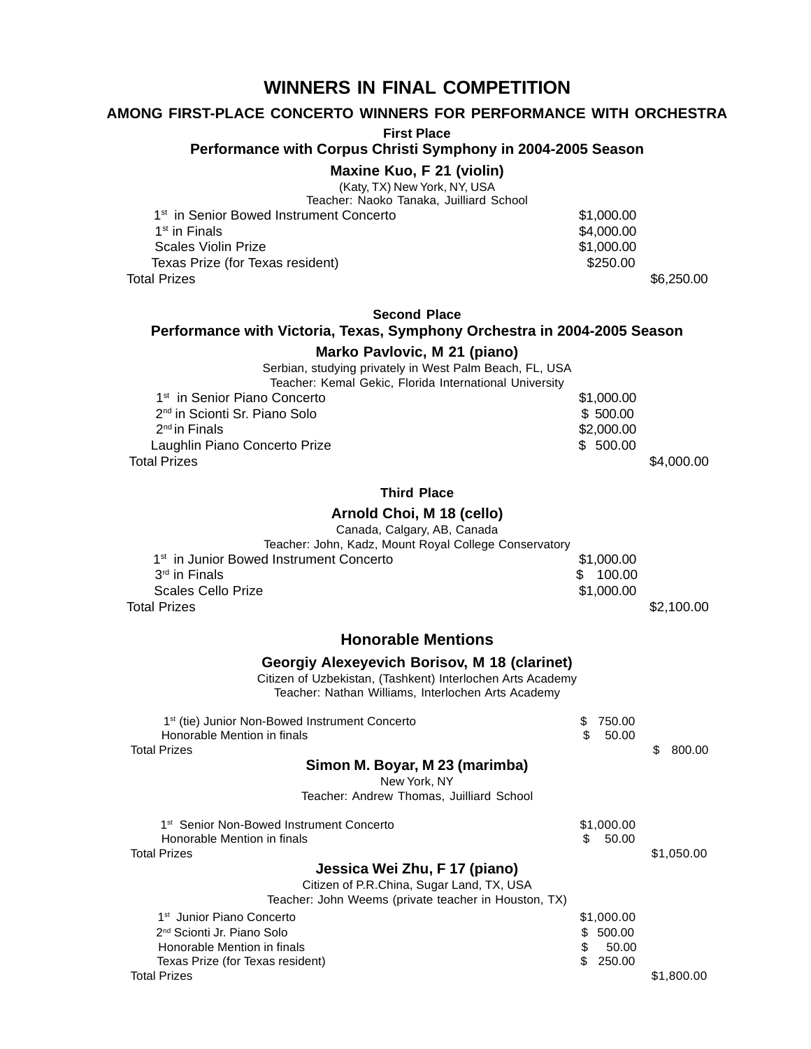# WINNERS IN FINAL COMPETITION

## AMONG FIRST-PLACE CONCERTO WINNERS FOR PERFORMANCE WITH ORCHESTRA

### First Place

### Performance with Corpus Christi Symphony in 2004-2005 Season

**Maxine Kuo, F 21 (violin)**

(Katy, TX) New York, NY, USA

Teacher: Naoko Tanaka, Juilliard School

| | | |
|---|---|---|
| 1st in Senior Bowed Instrument Concerto | $1,000.00 | |
| 1st in Finals | $4,000.00 | |
| Scales Violin Prize | $1,000.00 | |
| Texas Prize (for Texas resident) | $250.00 | |
| Total Prizes | | $6,250.00 |

### Second Place

### Performance with Victoria, Texas, Symphony Orchestra in 2004-2005 Season

**Marko Pavlovic, M 21 (piano)**

Serbian, studying privately in West Palm Beach, FL, USA

Teacher: Kemal Gekic, Florida International University

| | | |
|---|---|---|
| 1st in Senior Piano Concerto | $1,000.00 | |
| 2nd in Scionti Sr. Piano Solo | $ 500.00 | |
| 2nd in Finals | $2,000.00 | |
| Laughlin Piano Concerto Prize | $ 500.00 | |
| Total Prizes | | $4,000.00 |

### Third Place

**Arnold Choi, M 18 (cello)**

Canada, Calgary, AB, Canada

Teacher: John, Kadz, Mount Royal College Conservatory

| | | |
|---|---|---|
| 1st in Junior Bowed Instrument Concerto | $1,000.00 | |
| 3rd in Finals | $ 100.00 | |
| Scales Cello Prize | $1,000.00 | |
| Total Prizes | | $2,100.00 |

## Honorable Mentions

**Georgiy Alexeyevich Borisov, M 18 (clarinet)**

Citizen of Uzbekistan, (Tashkent) Interlochen Arts Academy

Teacher: Nathan Williams, Interlochen Arts Academy

| | | |
|---|---|---|
| 1st (tie) Junior Non-Bowed Instrument Concerto | $ 750.00 | |
| Honorable Mention in finals | $ 50.00 | |
| Total Prizes | | $ 800.00 |

**Simon M. Boyar, M 23 (marimba)**

New York, NY

Teacher: Andrew Thomas, Juilliard School

| | | |
|---|---|---|
| 1st Senior Non-Bowed Instrument Concerto | $1,000.00 | |
| Honorable Mention in finals | $ 50.00 | |
| Total Prizes | | $1,050.00 |

**Jessica Wei Zhu, F 17 (piano)**

Citizen of P.R.China, Sugar Land, TX, USA

Teacher: John Weems (private teacher in Houston, TX)

| | | |
|---|---|---|
| 1st Junior Piano Concerto | $1,000.00 | |
| 2nd Scionti Jr. Piano Solo | $ 500.00 | |
| Honorable Mention in finals | $ 50.00 | |
| Texas Prize (for Texas resident) | $ 250.00 | |
| Total Prizes | | $1,800.00 |